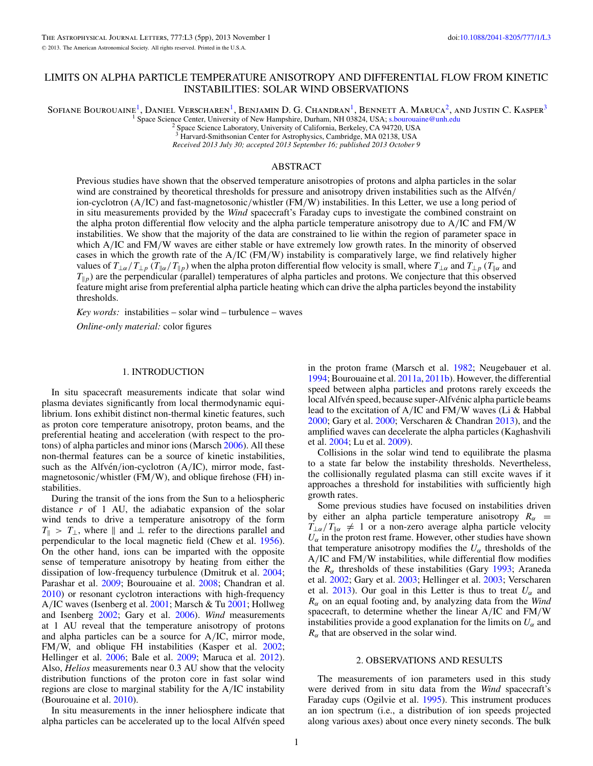# LIMITS ON ALPHA PARTICLE TEMPERATURE ANISOTROPY AND DIFFERENTIAL FLOW FROM KINETIC INSTABILITIES: SOLAR WIND OBSERVATIONS

Sofiane Bourouaine[1], Daniel Verscharen[1], Benjamin D. G. Chandran[1], Bennett A. Maruca[2], and Justin C. Kasper[3]

[1] Space Science Center, University of New Hampshire, Durham, NH 03824, USA; s.bourouaine@unh.edu
[2] Space Science Laboratory, University of California, Berkeley, CA 94720, USA
[3] Harvard-Smithsonian Center for Astrophysics, Cambridge, MA 02138, USA

*Received 2013 July 30; accepted 2013 September 16; published 2013 October 9*

## ABSTRACT

Previous studies have shown that the observed temperature anisotropies of protons and alpha particles in the solar wind are constrained by theoretical thresholds for pressure and anisotropy driven instabilities such as the Alfvén/ion-cyclotron (A/IC) and fast-magnetosonic/whistler (FM/W) instabilities. In this Letter, we use a long period of in situ measurements provided by the *Wind* spacecraft's Faraday cups to investigate the combined constraint on the alpha proton differential flow velocity and the alpha particle temperature anisotropy due to A/IC and FM/W instabilities. We show that the majority of the data are constrained to lie within the region of parameter space in which A/IC and FM/W waves are either stable or have extremely low growth rates. In the minority of observed cases in which the growth rate of the A/IC (FM/W) instability is comparatively large, we find relatively higher values of $T_{\perp\alpha}/T_{\perp p}$ ($T_{\parallel\alpha}/T_{\parallel p}$) when the alpha proton differential flow velocity is small, where $T_{\perp\alpha}$ and $T_{\perp p}$ ($T_{\parallel\alpha}$ and $T_{\parallel p}$) are the perpendicular (parallel) temperatures of alpha particles and protons. We conjecture that this observed feature might arise from preferential alpha particle heating which can drive the alpha particles beyond the instability thresholds.

*Key words:* instabilities – solar wind – turbulence – waves

*Online-only material:* color figures

## 1. INTRODUCTION

In situ spacecraft measurements indicate that solar wind plasma deviates significantly from local thermodynamic equilibrium. Ions exhibit distinct non-thermal kinetic features, such as proton core temperature anisotropy, proton beams, and the preferential heating and acceleration (with respect to the protons) of alpha particles and minor ions (Marsch 2006). All these non-thermal features can be a source of kinetic instabilities, such as the Alfvén/ion-cyclotron (A/IC), mirror mode, fast-magnetosonic/whistler (FM/W), and oblique firehose (FH) instabilities.

During the transit of the ions from the Sun to a heliospheric distance $r$ of 1 AU, the adiabatic expansion of the solar wind tends to drive a temperature anisotropy of the form $T_\parallel > T_\perp$, where $\parallel$ and $\perp$ refer to the directions parallel and perpendicular to the local magnetic field (Chew et al. 1956). On the other hand, ions can be imparted with the opposite sense of temperature anisotropy by heating from either the dissipation of low-frequency turbulence (Dmitruk et al. 2004; Parashar et al. 2009; Bourouaine et al. 2008; Chandran et al. 2010) or resonant cyclotron interactions with high-frequency A/IC waves (Isenberg et al. 2001; Marsch & Tu 2001; Hollweg and Isenberg 2002; Gary et al. 2006). *Wind* measurements at 1 AU reveal that the temperature anisotropy of protons and alpha particles can be a source for A/IC, mirror mode, FM/W, and oblique FH instabilities (Kasper et al. 2002; Hellinger et al. 2006; Bale et al. 2009; Maruca et al. 2012). Also, *Helios* measurements near 0.3 AU show that the velocity distribution functions of the proton core in fast solar wind regions are close to marginal stability for the A/IC instability (Bourouaine et al. 2010).

In situ measurements in the inner heliosphere indicate that alpha particles can be accelerated up to the local Alfvén speed in the proton frame (Marsch et al. 1982; Neugebauer et al. 1994; Bourouaine et al. 2011a, 2011b). However, the differential speed between alpha particles and protons rarely exceeds the local Alfvén speed, because super-Alfvénic alpha particle beams lead to the excitation of A/IC and FM/W waves (Li & Habbal 2000; Gary et al. 2000; Verscharen & Chandran 2013), and the amplified waves can decelerate the alpha particles (Kaghashvili et al. 2004; Lu et al. 2009).

Collisions in the solar wind tend to equilibrate the plasma to a state far below the instability thresholds. Nevertheless, the collisionally regulated plasma can still excite waves if it approaches a threshold for instabilities with sufficiently high growth rates.

Some previous studies have focused on instabilities driven by either an alpha particle temperature anisotropy $R_\alpha = T_{\perp\alpha}/T_{\parallel\alpha} \neq 1$ or a non-zero average alpha particle velocity $U_\alpha$ in the proton rest frame. However, other studies have shown that temperature anisotropy modifies the $U_\alpha$ thresholds of the A/IC and FM/W instabilities, while differential flow modifies the $R_\alpha$ thresholds of these instabilities (Gary 1993; Araneda et al. 2002; Gary et al. 2003; Hellinger et al. 2003; Verscharen et al. 2013). Our goal in this Letter is thus to treat $U_\alpha$ and $R_\alpha$ on an equal footing and, by analyzing data from the *Wind* spacecraft, to determine whether the linear A/IC and FM/W instabilities provide a good explanation for the limits on $U_\alpha$ and $R_\alpha$ that are observed in the solar wind.

## 2. OBSERVATIONS AND RESULTS

The measurements of ion parameters used in this study were derived from in situ data from the *Wind* spacecraft's Faraday cups (Ogilvie et al. 1995). This instrument produces an ion spectrum (i.e., a distribution of ion speeds projected along various axes) about once every ninety seconds. The bulk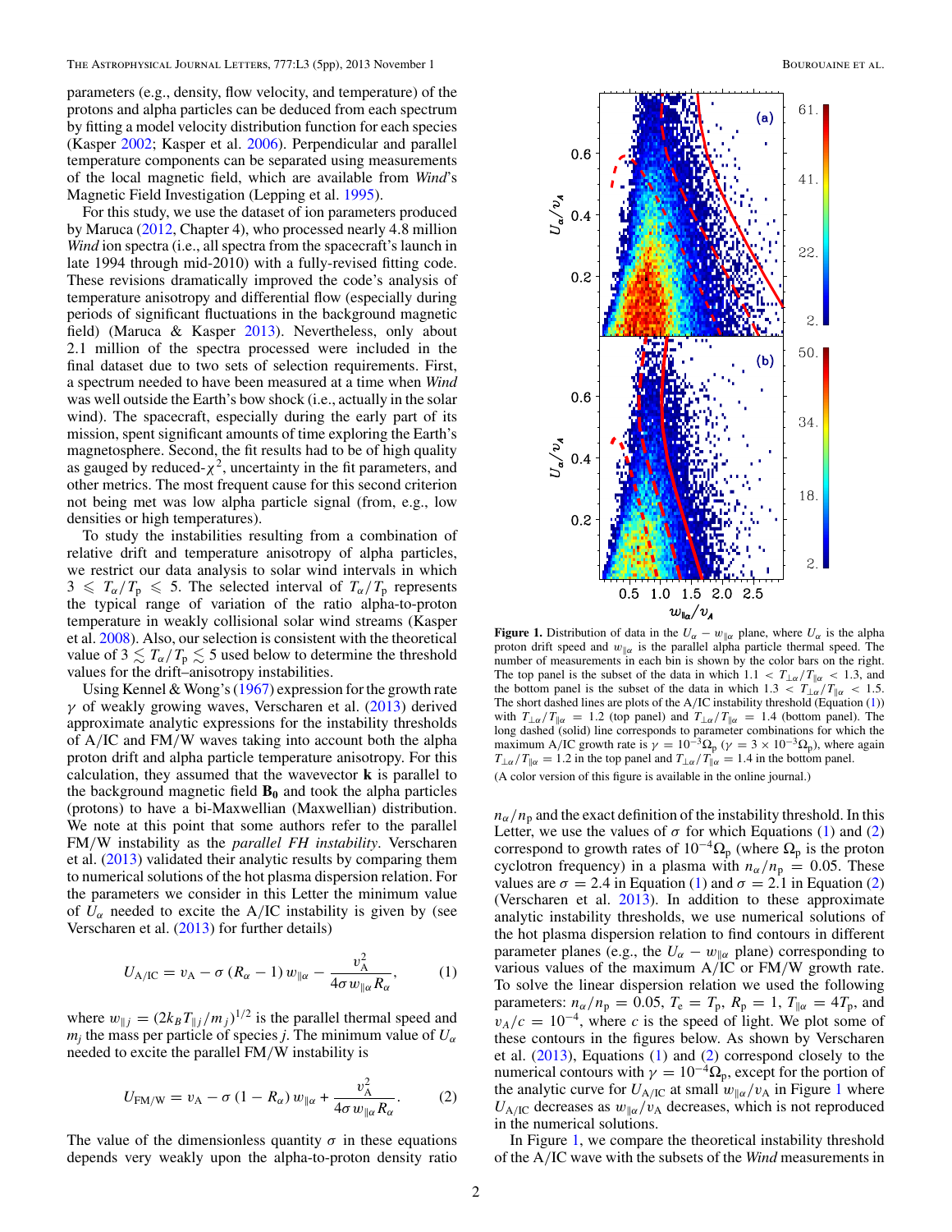parameters (e.g., density, flow velocity, and temperature) of the protons and alpha particles can be deduced from each spectrum by fitting a model velocity distribution function for each species (Kasper 2002; Kasper et al. 2006). Perpendicular and parallel temperature components can be separated using measurements of the local magnetic field, which are available from *Wind*'s Magnetic Field Investigation (Lepping et al. 1995).

For this study, we use the dataset of ion parameters produced by Maruca (2012, Chapter 4), who processed nearly 4.8 million *Wind* ion spectra (i.e., all spectra from the spacecraft's launch in late 1994 through mid-2010) with a fully-revised fitting code. These revisions dramatically improved the code's analysis of temperature anisotropy and differential flow (especially during periods of significant fluctuations in the background magnetic field) (Maruca & Kasper 2013). Nevertheless, only about 2.1 million of the spectra processed were included in the final dataset due to two sets of selection requirements. First, a spectrum needed to have been measured at a time when *Wind* was well outside the Earth's bow shock (i.e., actually in the solar wind). The spacecraft, especially during the early part of its mission, spent significant amounts of time exploring the Earth's magnetosphere. Second, the fit results had to be of high quality as gauged by reduced-$\chi^2$, uncertainty in the fit parameters, and other metrics. The most frequent cause for this second criterion not being met was low alpha particle signal (from, e.g., low densities or high temperatures).

To study the instabilities resulting from a combination of relative drift and temperature anisotropy of alpha particles, we restrict our data analysis to solar wind intervals in which $3 \leqslant T_\alpha/T_p \leqslant 5$. The selected interval of $T_\alpha/T_p$ represents the typical range of variation of the ratio alpha-to-proton temperature in weakly collisional solar wind streams (Kasper et al. 2008). Also, our selection is consistent with the theoretical value of $3 \lesssim T_\alpha/T_p \lesssim 5$ used below to determine the threshold values for the drift–anisotropy instabilities.

Using Kennel & Wong's (1967) expression for the growth rate $\gamma$ of weakly growing waves, Verscharen et al. (2013) derived approximate analytic expressions for the instability thresholds of A/IC and FM/W waves taking into account both the alpha proton drift speed and alpha particle temperature anisotropy. For this calculation, they assumed that the wavevector $\mathbf{k}$ is parallel to the background magnetic field $\mathbf{B_0}$ and took the alpha particles (protons) to have a bi-Maxwellian (Maxwellian) distribution. We note at this point that some authors refer to the parallel FM/W instability as the *parallel FH instability*. Verscharen et al. (2013) validated their analytic results by comparing them to numerical solutions of the hot plasma dispersion relation. For the parameters we consider in this Letter the minimum value of $U_\alpha$ needed to excite the A/IC instability is given by (see Verscharen et al. (2013) for further details)

$$U_{\text{A/IC}} = v_\text{A} - \sigma\,(R_\alpha - 1)\,w_{\parallel\alpha} - \frac{v_\text{A}^2}{4\sigma\, w_{\parallel\alpha} R_\alpha}, \qquad (1)$$

where $w_{\parallel j} = (2k_B T_{\parallel j}/m_j)^{1/2}$ is the parallel thermal speed and $m_j$ the mass per particle of species $j$. The minimum value of $U_\alpha$ needed to excite the parallel FM/W instability is

$$U_{\text{FM/W}} = v_\text{A} - \sigma\,(1 - R_\alpha)\,w_{\parallel\alpha} + \frac{v_\text{A}^2}{4\sigma\, w_{\parallel\alpha} R_\alpha}. \qquad (2)$$

The value of the dimensionless quantity $\sigma$ in these equations depends very weakly upon the alpha-to-proton density ratio $n_\alpha/n_p$ and the exact definition of the instability threshold. In this Letter, we use the values of $\sigma$ for which Equations (1) and (2) correspond to growth rates of $10^{-4}\Omega_p$ (where $\Omega_p$ is the proton cyclotron frequency) in a plasma with $n_\alpha/n_p = 0.05$. These values are $\sigma = 2.4$ in Equation (1) and $\sigma = 2.1$ in Equation (2) (Verscharen et al. 2013). In addition to these approximate analytic instability thresholds, we use numerical solutions of the hot plasma dispersion relation to find contours in different parameter planes (e.g., the $U_\alpha - w_{\parallel\alpha}$ plane) corresponding to various values of the maximum A/IC or FM/W growth rate. To solve the linear dispersion relation we used the following parameters: $n_\alpha/n_p = 0.05$, $T_e = T_p$, $R_p = 1$, $T_{\parallel\alpha} = 4T_p$, and $v_A/c = 10^{-4}$, where $c$ is the speed of light. We plot some of these contours in the figures below. As shown by Verscharen et al. (2013), Equations (1) and (2) correspond closely to the numerical contours with $\gamma = 10^{-4}\Omega_p$, except for the portion of the analytic curve for $U_{\text{A/IC}}$ at small $w_{\parallel\alpha}/v_A$ in Figure 1 where $U_{\text{A/IC}}$ decreases as $w_{\parallel\alpha}/v_A$ decreases, which is not reproduced in the numerical solutions.

In Figure 1, we compare the theoretical instability threshold of the A/IC wave with the subsets of the *Wind* measurements in

**Figure 1.** Distribution of data in the $U_\alpha - w_{\parallel\alpha}$ plane, where $U_\alpha$ is the alpha proton drift speed and $w_{\parallel\alpha}$ is the parallel alpha particle thermal speed. The number of measurements in each bin is shown by the color bars on the right. The top panel is the subset of the data in which $1.1 < T_{\perp\alpha}/T_{\parallel\alpha} < 1.3$, and the bottom panel is the subset of the data in which $1.3 < T_{\perp\alpha}/T_{\parallel\alpha} < 1.5$. The short dashed lines are plots of the A/IC instability threshold (Equation (1)) with $T_{\perp\alpha}/T_{\parallel\alpha} = 1.2$ (top panel) and $T_{\perp\alpha}/T_{\parallel\alpha} = 1.4$ (bottom panel). The long dashed (solid) line corresponds to parameter combinations for which the maximum A/IC growth rate is $\gamma = 10^{-3}\Omega_p$ ($\gamma = 3 \times 10^{-3}\Omega_p$), where again $T_{\perp\alpha}/T_{\parallel\alpha} = 1.2$ in the top panel and $T_{\perp\alpha}/T_{\parallel\alpha} = 1.4$ in the bottom panel.

(A color version of this figure is available in the online journal.)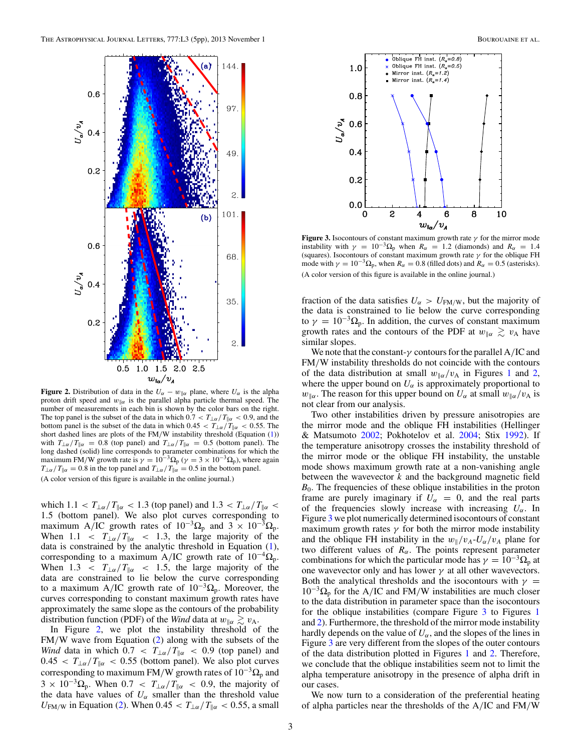**Figure 2.** Distribution of data in the $U_\alpha - w_{\|\alpha}$ plane, where $U_\alpha$ is the alpha proton drift speed and $w_{\|\alpha}$ is the parallel alpha particle thermal speed. The number of measurements in each bin is shown by the color bars on the right. The top panel is the subset of the data in which $0.7 < T_{\perp\alpha}/T_{\|\alpha} < 0.9$, and the bottom panel is the subset of the data in which $0.45 < T_{\perp\alpha}/T_{\|\alpha} < 0.55$. The short dashed lines are plots of the FM/W instability threshold (Equation (1)) with $T_{\perp\alpha}/T_{\|\alpha} = 0.8$ (top panel) and $T_{\perp\alpha}/T_{\|\alpha} = 0.5$ (bottom panel). The long dashed (solid) line corresponds to parameter combinations for which the maximum FM/W growth rate is $\gamma = 10^{-3}\Omega_\mathrm{p}$ ($\gamma = 3 \times 10^{-3}\Omega_\mathrm{p}$), where again $T_{\perp\alpha}/T_{\|\alpha} = 0.8$ in the top panel and $T_{\perp\alpha}/T_{\|\alpha} = 0.5$ in the bottom panel.

(A color version of this figure is available in the online journal.)

which $1.1 < T_{\perp\alpha}/T_{\|\alpha} < 1.3$ (top panel) and $1.3 < T_{\perp\alpha}/T_{\|\alpha} < 1.5$ (bottom panel). We also plot curves corresponding to maximum A/IC growth rates of $10^{-3}\Omega_\mathrm{p}$ and $3 \times 10^{-3}\Omega_\mathrm{p}$. When $1.1 < T_{\perp\alpha}/T_{\|\alpha} < 1.3$, the large majority of the data is constrained by the analytic threshold in Equation (1), corresponding to a maximum A/IC growth rate of $10^{-4}\Omega_\mathrm{p}$. When $1.3 < T_{\perp\alpha}/T_{\|\alpha} < 1.5$, the large majority of the data are constrained to lie below the curve corresponding to a maximum A/IC growth rate of $10^{-3}\Omega_\mathrm{p}$. Moreover, the curves corresponding to constant maximum growth rates have approximately the same slope as the contours of the probability distribution function (PDF) of the *Wind* data at $w_{\|\alpha} \gtrsim v_\mathrm{A}$.

In Figure 2, we plot the instability threshold of the FM/W wave from Equation (2) along with the subsets of the *Wind* data in which $0.7 < T_{\perp\alpha}/T_{\|\alpha} < 0.9$ (top panel) and $0.45 < T_{\perp\alpha}/T_{\|\alpha} < 0.55$ (bottom panel). We also plot curves corresponding to maximum FM/W growth rates of $10^{-3}\Omega_\mathrm{p}$ and $3 \times 10^{-3}\Omega_\mathrm{p}$. When $0.7 < T_{\perp\alpha}/T_{\|\alpha} < 0.9$, the majority of the data have values of $U_\alpha$ smaller than the threshold value $U_{\mathrm{FM/W}}$ in Equation (2). When $0.45 < T_{\perp\alpha}/T_{\|\alpha} < 0.55$, a small fraction of the data satisfies $U_\alpha > U_{\mathrm{FM/W}}$, but the majority of the data is constrained to lie below the curve corresponding to $\gamma = 10^{-3}\Omega_\mathrm{p}$. In addition, the curves of constant maximum growth rates and the contours of the PDF at $w_{\|\alpha} \gtrsim v_\mathrm{A}$ have similar slopes.

**Figure 3.** Isocontours of constant maximum growth rate $\gamma$ for the mirror mode instability with $\gamma = 10^{-3}\Omega_\mathrm{p}$ when $R_\alpha = 1.2$ (diamonds) and $R_\alpha = 1.4$ (squares). Isocontours of constant maximum growth rate $\gamma$ for the oblique FH mode with $\gamma = 10^{-3}\Omega_\mathrm{p}$, when $R_\alpha = 0.8$ (filled dots) and $R_\alpha = 0.5$ (asterisks).

(A color version of this figure is available in the online journal.)

We note that the constant-$\gamma$ contours for the parallel A/IC and FM/W instability thresholds do not coincide with the contours of the data distribution at small $w_{\|\alpha}/v_\mathrm{A}$ in Figures 1 and 2, where the upper bound on $U_\alpha$ is approximately proportional to $w_{\|\alpha}$. The reason for this upper bound on $U_\alpha$ at small $w_{\|\alpha}/v_\mathrm{A}$ is not clear from our analysis.

Two other instabilities driven by pressure anisotropies are the mirror mode and the oblique FH instabilities (Hellinger & Matsumoto 2002; Pokhotelov et al. 2004; Stix 1992). If the temperature anisotropy crosses the instability threshold of the mirror mode or the oblique FH instability, the unstable mode shows maximum growth rate at a non-vanishing angle between the wavevector $k$ and the background magnetic field $B_0$. The frequencies of these oblique instabilities in the proton frame are purely imaginary if $U_\alpha = 0$, and the real parts of the frequencies slowly increase with increasing $U_\alpha$. In Figure 3 we plot numerically determined isocontours of constant maximum growth rates $\gamma$ for both the mirror mode instability and the oblique FH instability in the $w_\|/v_A$-$U_\alpha/v_A$ plane for two different values of $R_\alpha$. The points represent parameter combinations for which the particular mode has $\gamma = 10^{-3}\Omega_\mathrm{p}$ at one wavevector only and has lower $\gamma$ at all other wavevectors. Both the analytical thresholds and the isocontours with $\gamma = 10^{-3}\Omega_\mathrm{p}$ for the A/IC and FM/W instabilities are much closer to the data distribution in parameter space than the isocontours for the oblique instabilities (compare Figure 3 to Figures 1 and 2). Furthermore, the threshold of the mirror mode instability hardly depends on the value of $U_\alpha$, and the slopes of the lines in Figure 3 are very different from the slopes of the outer contours of the data distribution plotted in Figures 1 and 2. Therefore, we conclude that the oblique instabilities seem not to limit the alpha temperature anisotropy in the presence of alpha drift in our cases.

We now turn to a consideration of the preferential heating of alpha particles near the thresholds of the A/IC and FM/W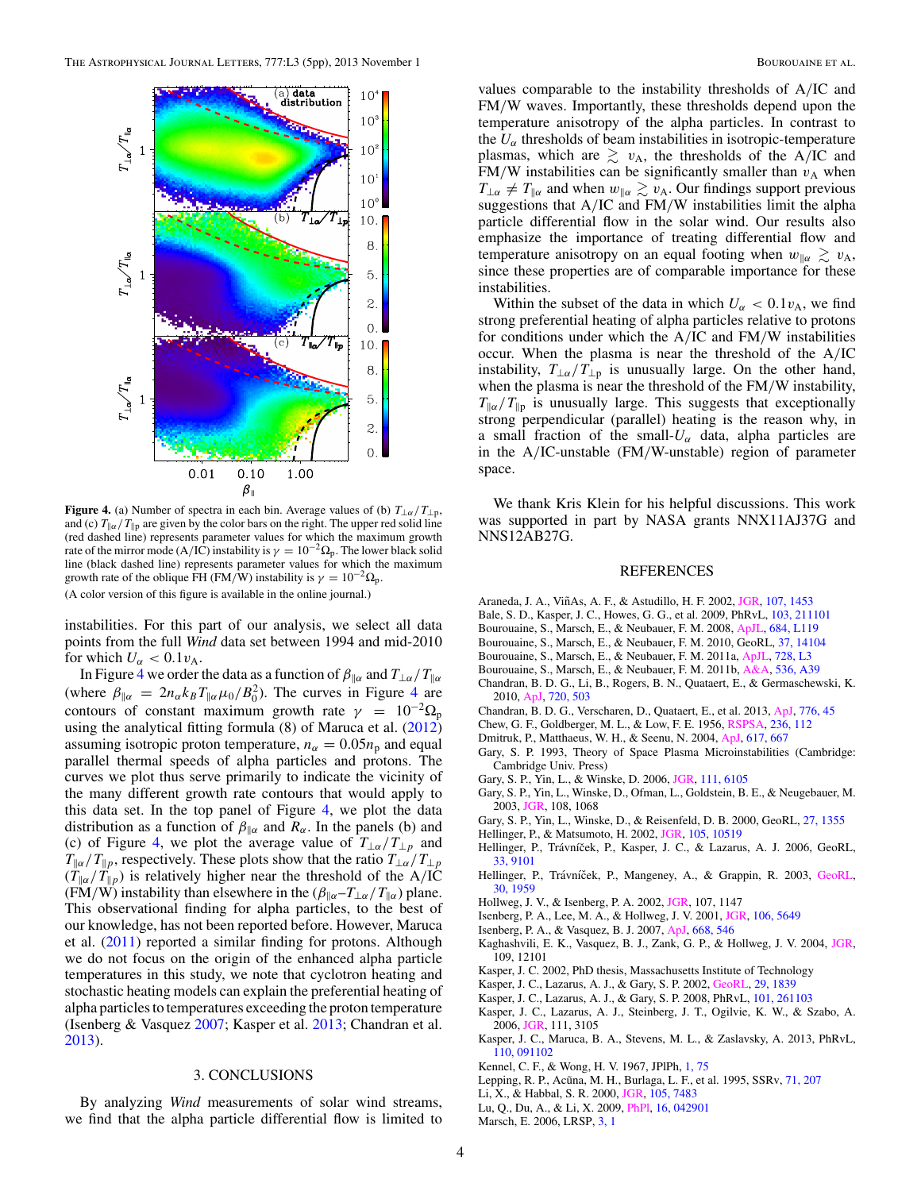**Figure 4.** (a) Number of spectra in each bin. Average values of (b) $T_{\perp\alpha}/T_{\perp p}$, and (c) $T_{\parallel\alpha}/T_{\parallel p}$ are given by the color bars on the right. The upper red solid line (red dashed line) represents parameter values for which the maximum growth rate of the mirror mode (A/IC) instability is $\gamma = 10^{-2}\Omega_p$. The lower black solid line (black dashed line) represents parameter values for which the maximum growth rate of the oblique FH (FM/W) instability is $\gamma = 10^{-2}\Omega_p$.

(A color version of this figure is available in the online journal.)

instabilities. For this part of our analysis, we select all data points from the full *Wind* data set between 1994 and mid-2010 for which $U_\alpha < 0.1v_A$.

In Figure 4 we order the data as a function of $\beta_{\parallel\alpha}$ and $T_{\perp\alpha}/T_{\parallel\alpha}$ (where $\beta_{\parallel\alpha} = 2n_\alpha k_B T_{\parallel\alpha}\mu_0/B_0^2$). The curves in Figure 4 are contours of constant maximum growth rate $\gamma = 10^{-2}\Omega_p$ using the analytical fitting formula (8) of Maruca et al. (2012) assuming isotropic proton temperature, $n_\alpha = 0.05n_p$ and equal parallel thermal speeds of alpha particles and protons. The curves we plot thus serve primarily to indicate the vicinity of the many different growth rate contours that would apply to this data set. In the top panel of Figure 4, we plot the data distribution as a function of $\beta_{\parallel\alpha}$ and $R_\alpha$. In the panels (b) and (c) of Figure 4, we plot the average value of $T_{\perp\alpha}/T_{\perp p}$ and $T_{\parallel\alpha}/T_{\parallel p}$, respectively. These plots show that the ratio $T_{\perp\alpha}/T_{\perp p}$ ($T_{\parallel\alpha}/T_{\parallel p}$) is relatively higher near the threshold of the A/IC (FM/W) instability than elsewhere in the ($\beta_{\parallel\alpha}$–$T_{\perp\alpha}/T_{\parallel\alpha}$) plane. This observational finding for alpha particles, to the best of our knowledge, has not been reported before. However, Maruca et al. (2011) reported a similar finding for protons. Although we do not focus on the origin of the enhanced alpha particle temperatures in this study, we note that cyclotron heating and stochastic heating models can explain the preferential heating of alpha particles to temperatures exceeding the proton temperature (Isenberg & Vasquez 2007; Kasper et al. 2013; Chandran et al. 2013).

## 3. CONCLUSIONS

By analyzing *Wind* measurements of solar wind streams, we find that the alpha particle differential flow is limited to values comparable to the instability thresholds of A/IC and FM/W waves. Importantly, these thresholds depend upon the temperature anisotropy of the alpha particles. In contrast to the $U_\alpha$ thresholds of beam instabilities in isotropic-temperature plasmas, which are $\gtrsim v_A$, the thresholds of the A/IC and FM/W instabilities can be significantly smaller than $v_A$ when $T_{\perp\alpha} \neq T_{\parallel\alpha}$ and when $w_{\parallel\alpha} \gtrsim v_A$. Our findings support previous suggestions that A/IC and FM/W instabilities limit the alpha particle differential flow in the solar wind. Our results also emphasize the importance of treating differential flow and temperature anisotropy on an equal footing when $w_{\parallel\alpha} \gtrsim v_A$, since these properties are of comparable importance for these instabilities.

Within the subset of the data in which $U_\alpha < 0.1v_A$, we find strong preferential heating of alpha particles relative to protons for conditions under which the A/IC and FM/W instabilities occur. When the plasma is near the threshold of the A/IC instability, $T_{\perp\alpha}/T_{\perp p}$ is unusually large. On the other hand, when the plasma is near the threshold of the FM/W instability, $T_{\parallel\alpha}/T_{\parallel p}$ is unusually large. This suggests that exceptionally strong perpendicular (parallel) heating is the reason why, in a small fraction of the small-$U_\alpha$ data, alpha particles are in the A/IC-unstable (FM/W-unstable) region of parameter space.

We thank Kris Klein for his helpful discussions. This work was supported in part by NASA grants NNX11AJ37G and NNS12AB27G.

## REFERENCES

Araneda, J. A., ViñAs, A. F., & Astudillo, H. F. 2002, JGR, 107, 1453
Bale, S. D., Kasper, J. C., Howes, G. G., et al. 2009, PhRvL, 103, 211101
Bourouaine, S., Marsch, E., & Neubauer, F. M. 2008, ApJL, 684, L119
Bourouaine, S., Marsch, E., & Neubauer, F. M. 2010, GeoRL, 37, 14104
Bourouaine, S., Marsch, E., & Neubauer, F. M. 2011a, ApJL, 728, L3
Bourouaine, S., Marsch, E., & Neubauer, F. M. 2011b, A&A, 536, A39
Chandran, B. D. G., Li, B., Rogers, B. N., Quataert, E., & Germaschewski, K. 2010, ApJ, 720, 503
Chandran, B. D. G., Verscharen, D., Quataert, E., et al. 2013, ApJ, 776, 45
Chew, G. F., Goldberger, M. L., & Low, F. E. 1956, RSPSA, 236, 112
Dmitruk, P., Matthaeus, W. H., & Seenu, N. 2004, ApJ, 617, 667
Gary, S. P. 1993, Theory of Space Plasma Microinstabilities (Cambridge: Cambridge Univ. Press)
Gary, S. P., Yin, L., & Winske, D. 2006, JGR, 111, 6105
Gary, S. P., Yin, L., Winske, D., Ofman, L., Goldstein, B. E., & Neugebauer, M. 2003, JGR, 108, 1068
Gary, S. P., Yin, L., Winske, D., & Reisenfeld, D. B. 2000, GeoRL, 27, 1355
Hellinger, P., & Matsumoto, H. 2002, JGR, 105, 10519
Hellinger, P., Trávníček, P., Kasper, J. C., & Lazarus, A. J. 2006, GeoRL, 33, 9101
Hellinger, P., Trávníček, P., Mangeney, A., & Grappin, R. 2003, GeoRL, 30, 1959
Hollweg, J. V., & Isenberg, P. A. 2002, JGR, 107, 1147
Isenberg, P. A., Lee, M. A., & Hollweg, J. V. 2001, JGR, 106, 5649
Isenberg, P. A., & Vasquez, B. J. 2007, ApJ, 668, 546
Kaghashvili, E. K., Vasquez, B. J., Zank, G. P., & Hollweg, J. V. 2004, JGR, 109, 12101
Kasper, J. C. 2002, PhD thesis, Massachusetts Institute of Technology
Kasper, J. C., Lazarus, A. J., & Gary, S. P. 2002, GeoRL, 29, 1839
Kasper, J. C., Lazarus, A. J., & Gary, S. P. 2008, PhRvL, 101, 261103
Kasper, J. C., Lazarus, A. J., Steinberg, J. T., Ogilvie, K. W., & Szabo, A. 2006, JGR, 111, 3105
Kasper, J. C., Maruca, B. A., Stevens, M. L., & Zaslavsky, A. 2013, PhRvL, 110, 091102
Kennel, C. F., & Wong, H. V. 1967, JPlPh, 1, 75
Lepping, R. P., Acũna, M. H., Burlaga, L. F., et al. 1995, SSRv, 71, 207
Li, X., & Habbal, S. R. 2000, JGR, 105, 7483
Lu, Q., Du, A., & Li, X. 2009, PhPl, 16, 042901
Marsch, E. 2006, LRSP, 3, 1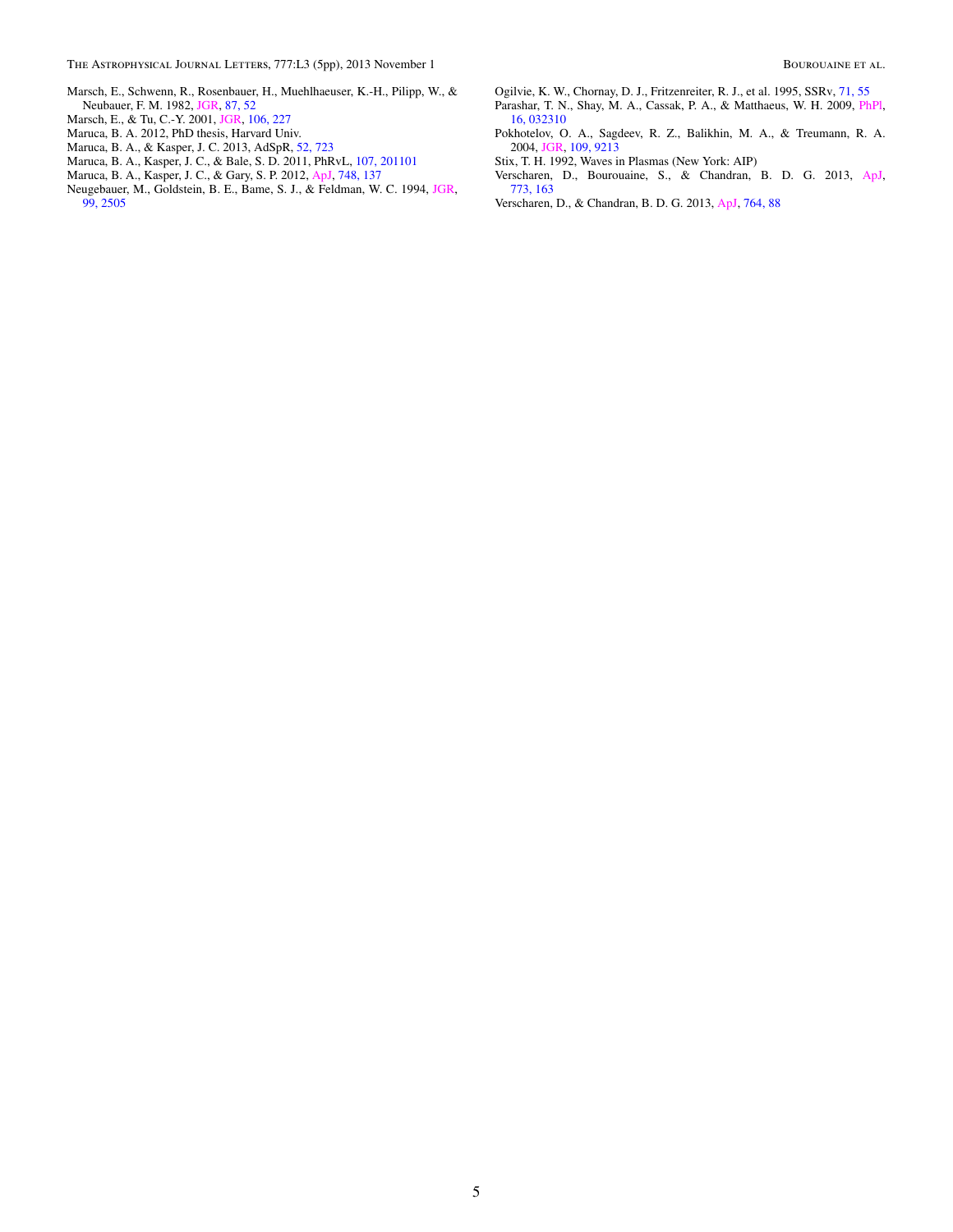Marsch, E., Schwenn, R., Rosenbauer, H., Muehlhaeuser, K.-H., Pilipp, W., & Neubauer, F. M. 1982, JGR, 87, 52

Marsch, E., & Tu, C.-Y. 2001, JGR, 106, 227

Maruca, B. A. 2012, PhD thesis, Harvard Univ.

Maruca, B. A., & Kasper, J. C. 2013, AdSpR, 52, 723

Maruca, B. A., Kasper, J. C., & Bale, S. D. 2011, PhRvL, 107, 201101

Maruca, B. A., Kasper, J. C., & Gary, S. P. 2012, ApJ, 748, 137

Neugebauer, M., Goldstein, B. E., Bame, S. J., & Feldman, W. C. 1994, JGR, 99, 2505

Ogilvie, K. W., Chornay, D. J., Fritzenreiter, R. J., et al. 1995, SSRv, 71, 55

Parashar, T. N., Shay, M. A., Cassak, P. A., & Matthaeus, W. H. 2009, PhPl, 16, 032310

Pokhotelov, O. A., Sagdeev, R. Z., Balikhin, M. A., & Treumann, R. A. 2004, JGR, 109, 9213

Stix, T. H. 1992, Waves in Plasmas (New York: AIP)

Verscharen, D., Bourouaine, S., & Chandran, B. D. G. 2013, ApJ, 773, 163

Verscharen, D., & Chandran, B. D. G. 2013, ApJ, 764, 88